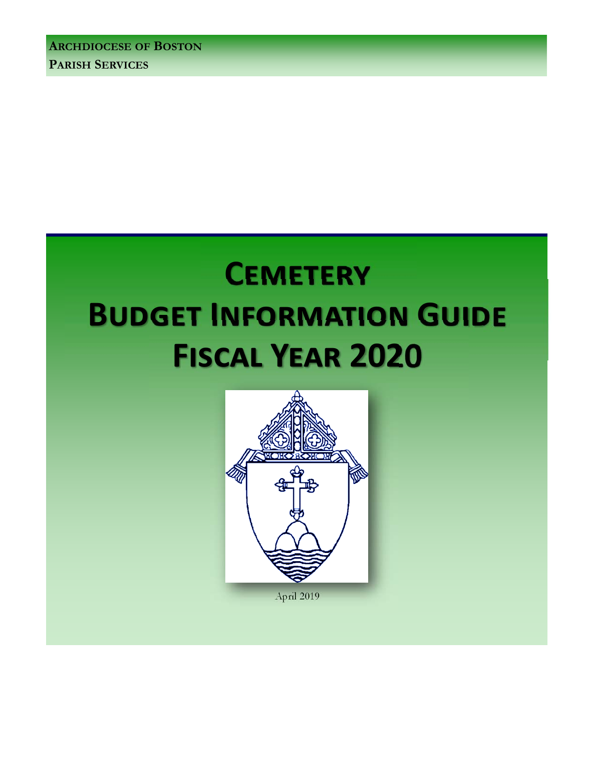**ARCHDIOCESE OF BOSTON**
**PARISH SERVICES**

# CEMETERY BUDGET INFORMATION GUIDE FISCAL YEAR 2020

April 2019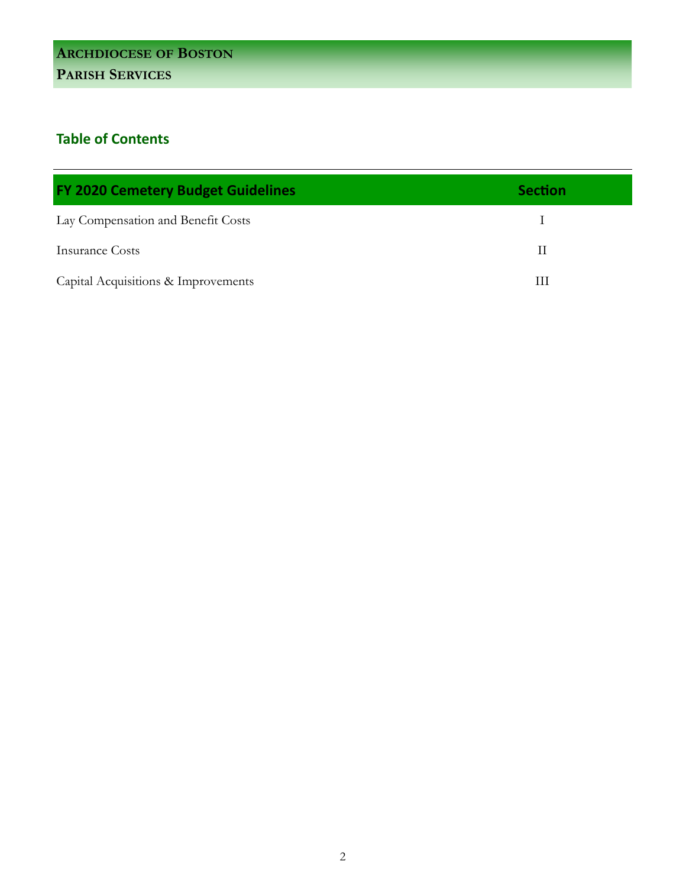**Archdiocese of Boston**
**Parish Services**

## Table of Contents

| FY 2020 Cemetery Budget Guidelines | Section |
|---|---|
| Lay Compensation and Benefit Costs | I |
| Insurance Costs | II |
| Capital Acquisitions & Improvements | III |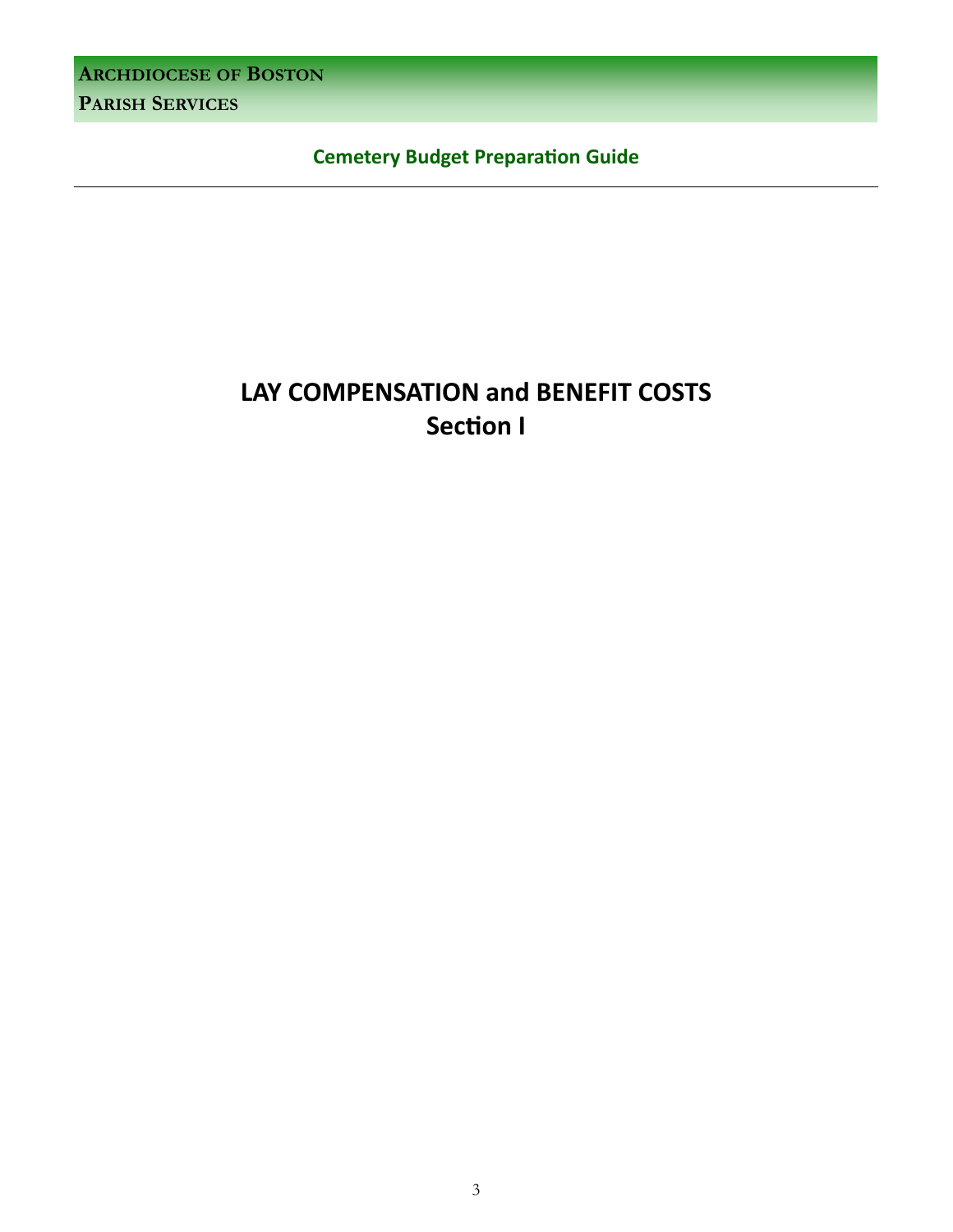# LAY COMPENSATION and BENEFIT COSTS
## Section I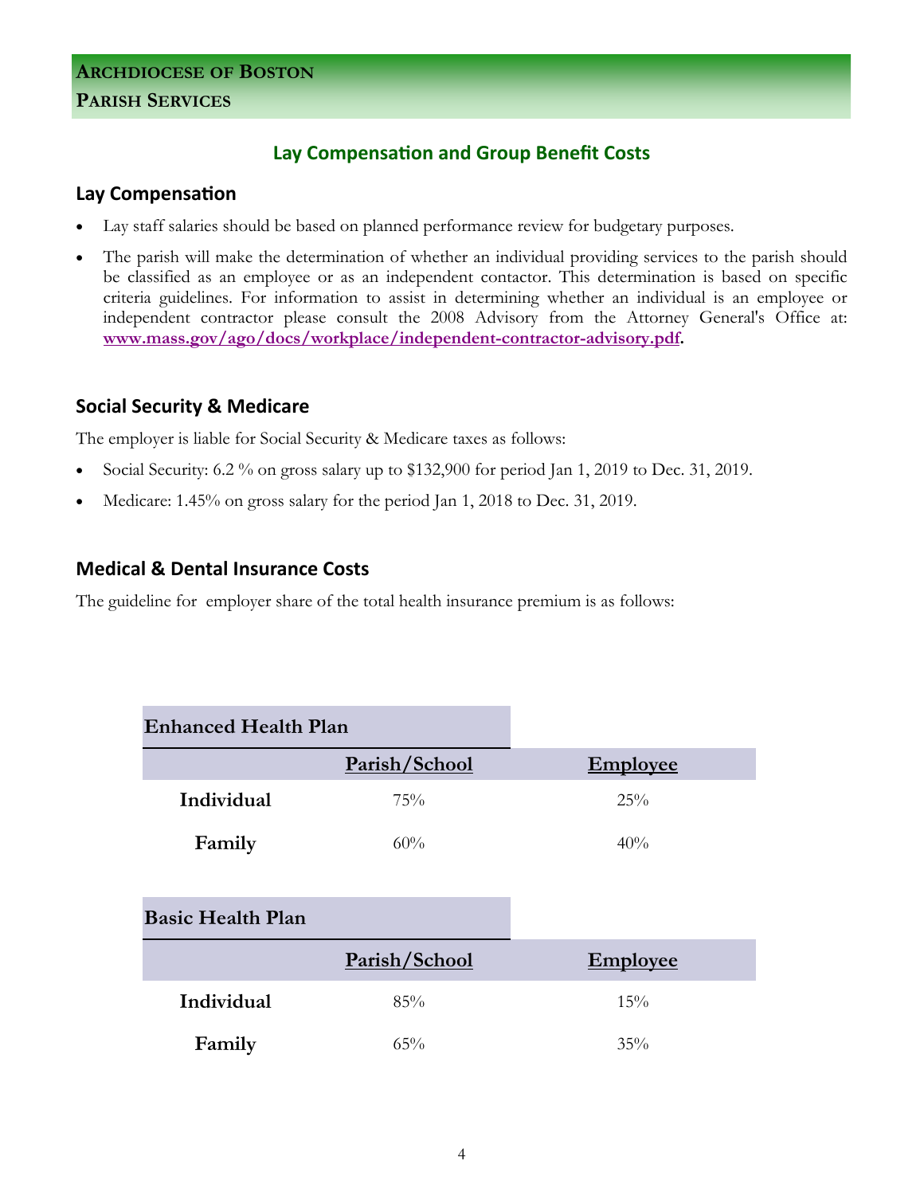# Archdiocese of Boston
# Parish Services

## Lay Compensation and Group Benefit Costs

### Lay Compensation

- Lay staff salaries should be based on planned performance review for budgetary purposes.
- The parish will make the determination of whether an individual providing services to the parish should be classified as an employee or as an independent contactor. This determination is based on specific criteria guidelines. For information to assist in determining whether an individual is an employee or independent contractor please consult the 2008 Advisory from the Attorney General's Office at: **www.mass.gov/ago/docs/workplace/independent-contractor-advisory.pdf.**

### Social Security & Medicare

The employer is liable for Social Security & Medicare taxes as follows:

- Social Security: 6.2 % on gross salary up to $132,900 for period Jan 1, 2019 to Dec. 31, 2019.
- Medicare: 1.45% on gross salary for the period Jan 1, 2018 to Dec. 31, 2019.

### Medical & Dental Insurance Costs

The guideline for employer share of the total health insurance premium is as follows:

| **Enhanced Health Plan** | | |
|---|---|---|
| | **Parish/School** | **Employee** |
| **Individual** | 75% | 25% |
| **Family** | 60% | 40% |

| **Basic Health Plan** | | |
|---|---|---|
| | **Parish/School** | **Employee** |
| **Individual** | 85% | 15% |
| **Family** | 65% | 35% |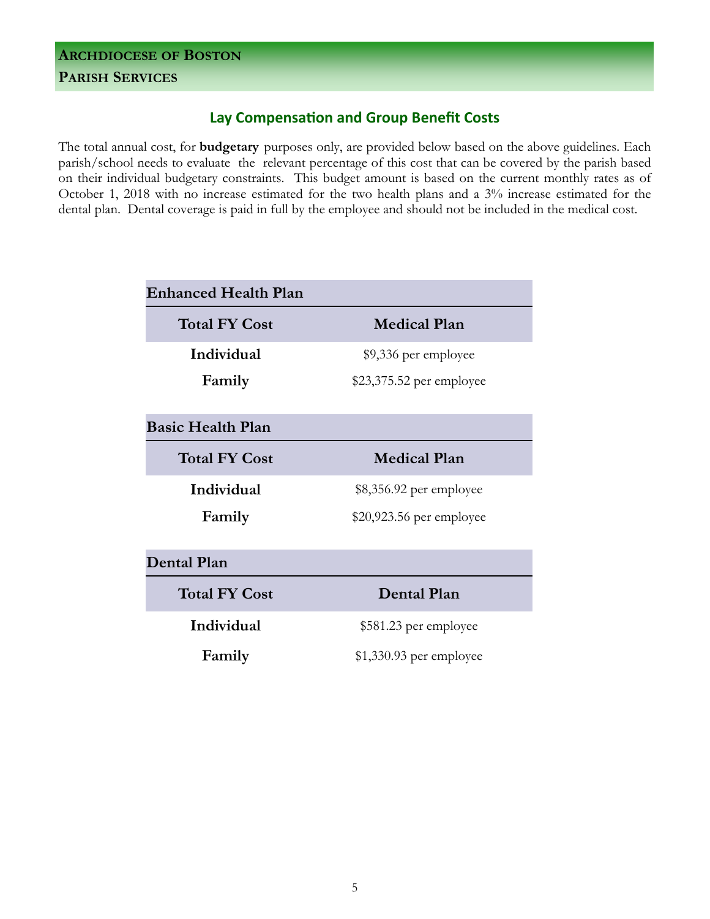**ARCHDIOCESE OF BOSTON**
**PARISH SERVICES**

## Lay Compensation and Group Benefit Costs

The total annual cost, for **budgetary** purposes only, are provided below based on the above guidelines. Each parish/school needs to evaluate the relevant percentage of this cost that can be covered by the parish based on their individual budgetary constraints. This budget amount is based on the current monthly rates as of October 1, 2018 with no increase estimated for the two health plans and a 3% increase estimated for the dental plan. Dental coverage is paid in full by the employee and should not be included in the medical cost.

**Enhanced Health Plan**

| Total FY Cost | Medical Plan |
|---|---|
| **Individual** | $9,336 per employee |
| **Family** | $23,375.52 per employee |

**Basic Health Plan**

| Total FY Cost | Medical Plan |
|---|---|
| **Individual** | $8,356.92 per employee |
| **Family** | $20,923.56 per employee |

**Dental Plan**

| Total FY Cost | Dental Plan |
|---|---|
| **Individual** | $581.23 per employee |
| **Family** | $1,330.93 per employee |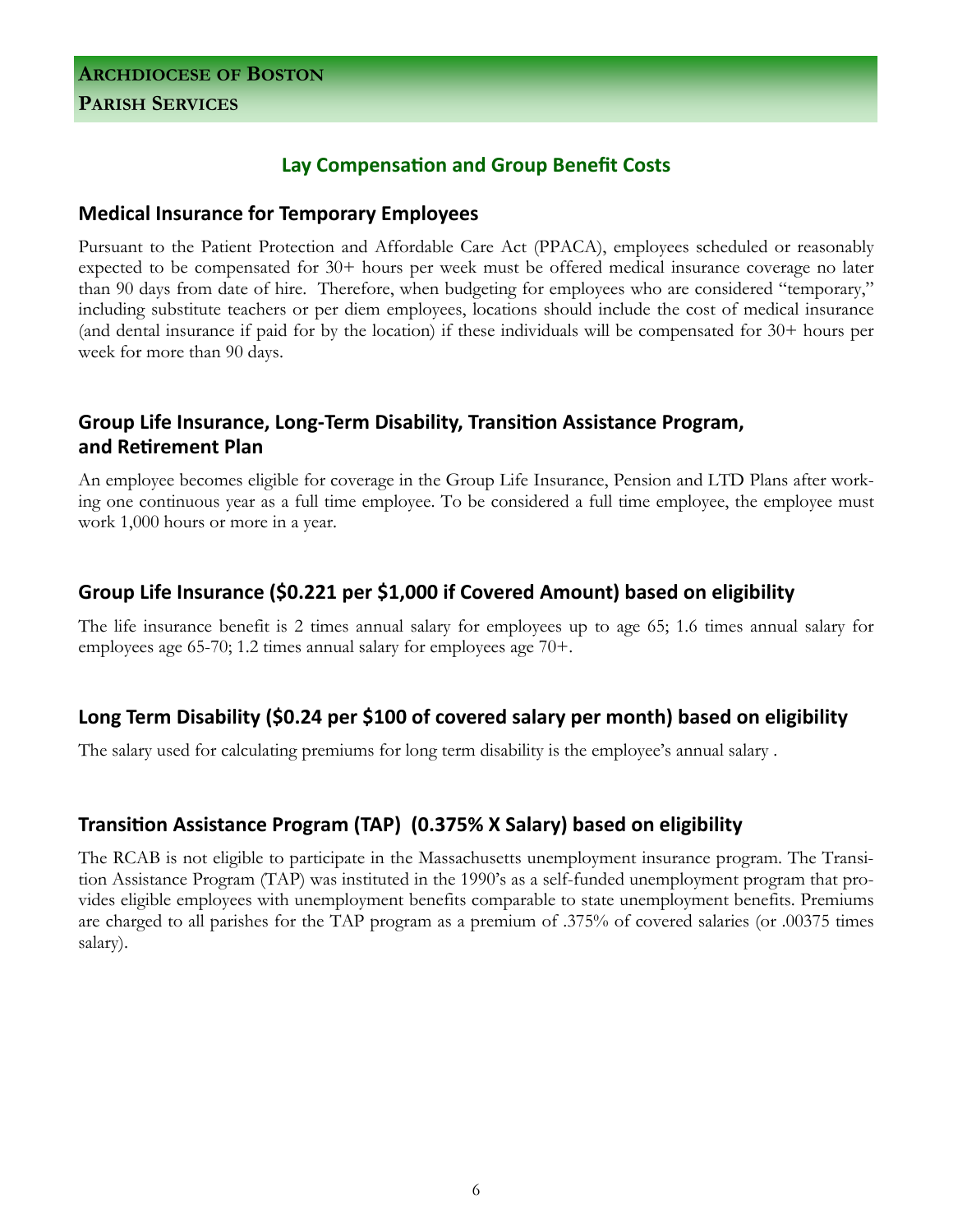**ARCHDIOCESE OF BOSTON**
**PARISH SERVICES**

## Lay Compensation and Group Benefit Costs

### Medical Insurance for Temporary Employees

Pursuant to the Patient Protection and Affordable Care Act (PPACA), employees scheduled or reasonably expected to be compensated for 30+ hours per week must be offered medical insurance coverage no later than 90 days from date of hire. Therefore, when budgeting for employees who are considered "temporary," including substitute teachers or per diem employees, locations should include the cost of medical insurance (and dental insurance if paid for by the location) if these individuals will be compensated for 30+ hours per week for more than 90 days.

### Group Life Insurance, Long-Term Disability, Transition Assistance Program, and Retirement Plan

An employee becomes eligible for coverage in the Group Life Insurance, Pension and LTD Plans after working one continuous year as a full time employee. To be considered a full time employee, the employee must work 1,000 hours or more in a year.

### Group Life Insurance ($0.221 per $1,000 if Covered Amount) based on eligibility

The life insurance benefit is 2 times annual salary for employees up to age 65; 1.6 times annual salary for employees age 65-70; 1.2 times annual salary for employees age 70+.

### Long Term Disability ($0.24 per $100 of covered salary per month) based on eligibility

The salary used for calculating premiums for long term disability is the employee's annual salary .

### Transition Assistance Program (TAP) (0.375% X Salary) based on eligibility

The RCAB is not eligible to participate in the Massachusetts unemployment insurance program. The Transition Assistance Program (TAP) was instituted in the 1990's as a self-funded unemployment program that provides eligible employees with unemployment benefits comparable to state unemployment benefits. Premiums are charged to all parishes for the TAP program as a premium of .375% of covered salaries (or .00375 times salary).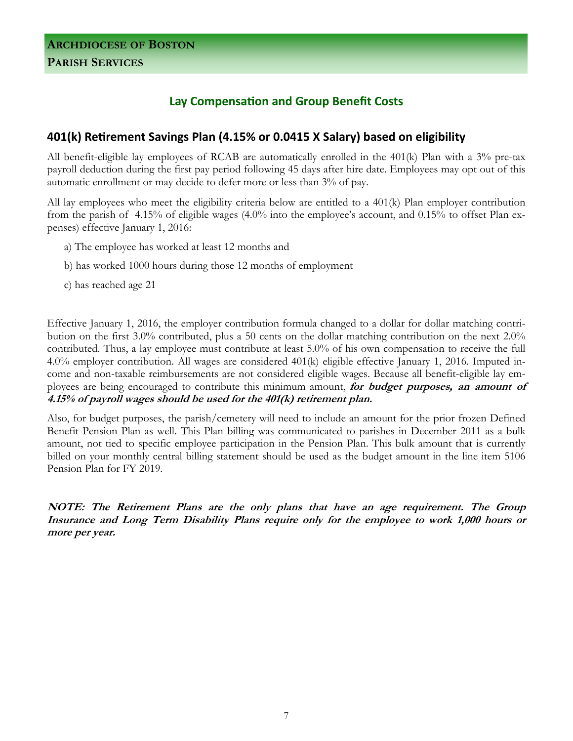**ARCHDIOCESE OF BOSTON**

**PARISH SERVICES**

## Lay Compensation and Group Benefit Costs

### 401(k) Retirement Savings Plan (4.15% or 0.0415 X Salary) based on eligibility

All benefit-eligible lay employees of RCAB are automatically enrolled in the 401(k) Plan with a 3% pre-tax payroll deduction during the first pay period following 45 days after hire date. Employees may opt out of this automatic enrollment or may decide to defer more or less than 3% of pay.

All lay employees who meet the eligibility criteria below are entitled to a 401(k) Plan employer contribution from the parish of 4.15% of eligible wages (4.0% into the employee's account, and 0.15% to offset Plan expenses) effective January 1, 2016:

a) The employee has worked at least 12 months and

b) has worked 1000 hours during those 12 months of employment

c) has reached age 21

Effective January 1, 2016, the employer contribution formula changed to a dollar for dollar matching contribution on the first 3.0% contributed, plus a 50 cents on the dollar matching contribution on the next 2.0% contributed. Thus, a lay employee must contribute at least 5.0% of his own compensation to receive the full 4.0% employer contribution. All wages are considered 401(k) eligible effective January 1, 2016. Imputed income and non-taxable reimbursements are not considered eligible wages. Because all benefit-eligible lay employees are being encouraged to contribute this minimum amount, ***for budget purposes, an amount of 4.15% of payroll wages should be used for the 401(k) retirement plan.***

Also, for budget purposes, the parish/cemetery will need to include an amount for the prior frozen Defined Benefit Pension Plan as well. This Plan billing was communicated to parishes in December 2011 as a bulk amount, not tied to specific employee participation in the Pension Plan. This bulk amount that is currently billed on your monthly central billing statement should be used as the budget amount in the line item 5106 Pension Plan for FY 2019.

***NOTE: The Retirement Plans are the only plans that have an age requirement. The Group Insurance and Long Term Disability Plans require only for the employee to work 1,000 hours or more per year.***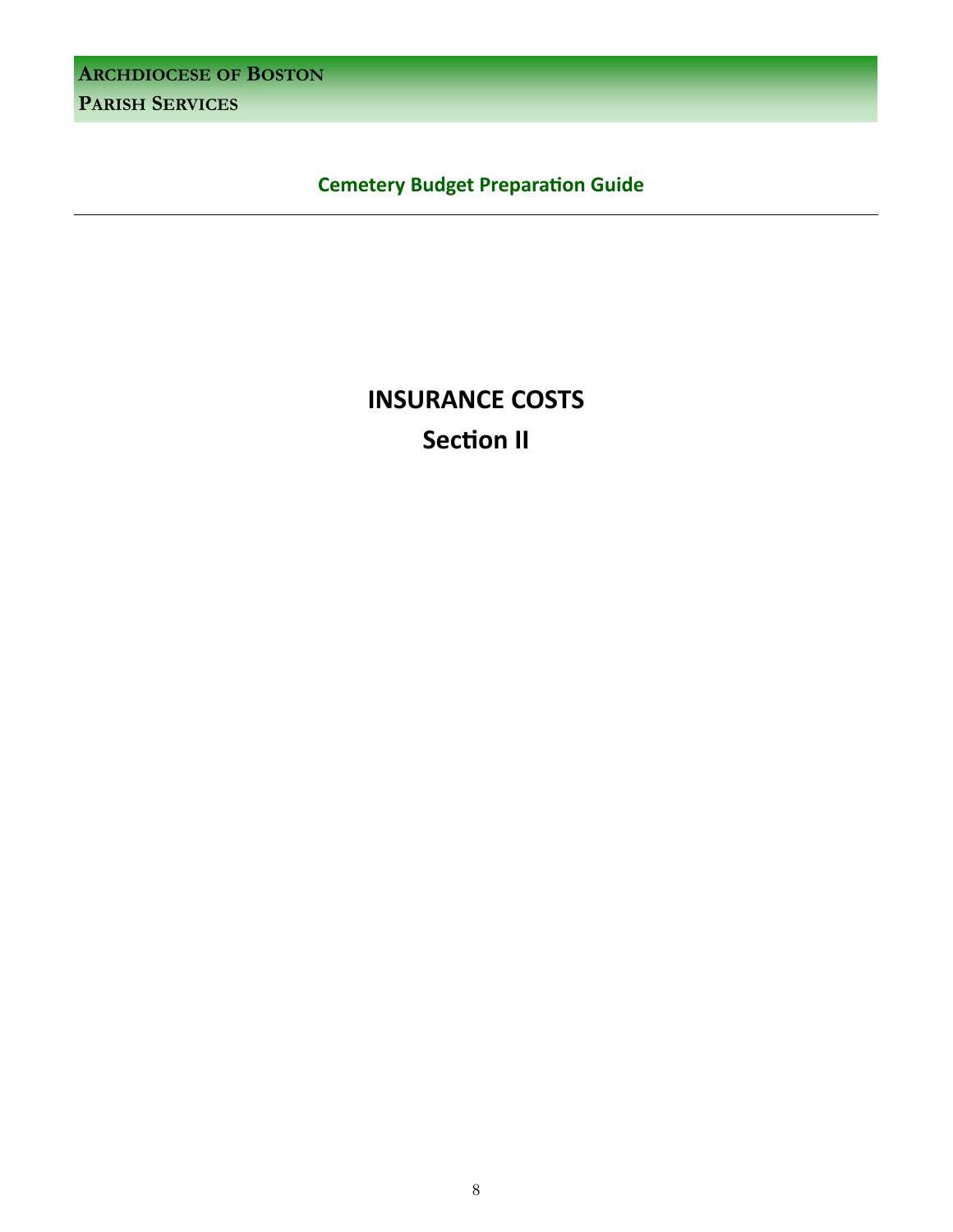# INSURANCE COSTS

## Section II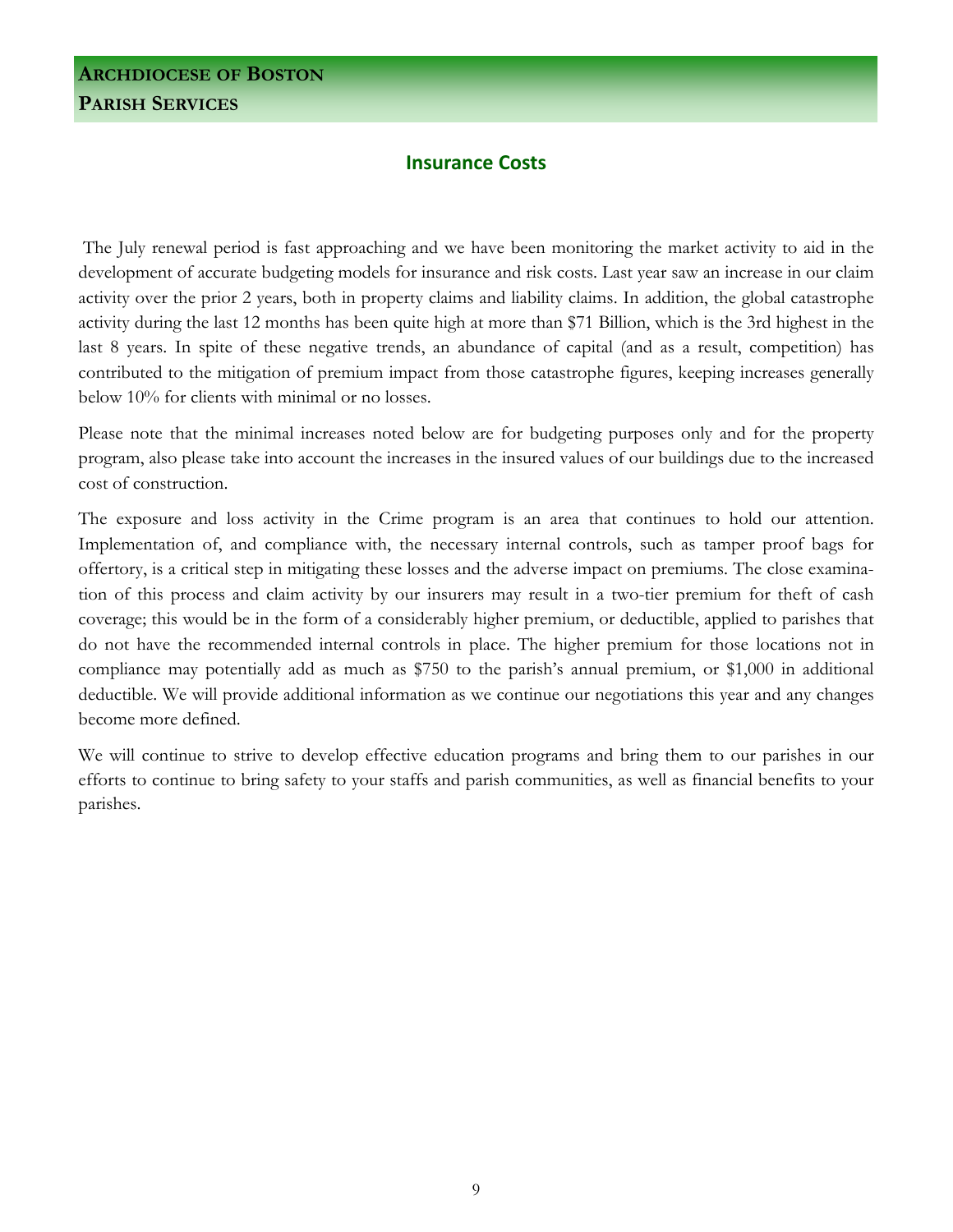**ARCHDIOCESE OF BOSTON**
**PARISH SERVICES**

## Insurance Costs

The July renewal period is fast approaching and we have been monitoring the market activity to aid in the development of accurate budgeting models for insurance and risk costs. Last year saw an increase in our claim activity over the prior 2 years, both in property claims and liability claims. In addition, the global catastrophe activity during the last 12 months has been quite high at more than $71 Billion, which is the 3rd highest in the last 8 years. In spite of these negative trends, an abundance of capital (and as a result, competition) has contributed to the mitigation of premium impact from those catastrophe figures, keeping increases generally below 10% for clients with minimal or no losses.

Please note that the minimal increases noted below are for budgeting purposes only and for the property program, also please take into account the increases in the insured values of our buildings due to the increased cost of construction.

The exposure and loss activity in the Crime program is an area that continues to hold our attention. Implementation of, and compliance with, the necessary internal controls, such as tamper proof bags for offertory, is a critical step in mitigating these losses and the adverse impact on premiums. The close examination of this process and claim activity by our insurers may result in a two-tier premium for theft of cash coverage; this would be in the form of a considerably higher premium, or deductible, applied to parishes that do not have the recommended internal controls in place. The higher premium for those locations not in compliance may potentially add as much as $750 to the parish's annual premium, or $1,000 in additional deductible. We will provide additional information as we continue our negotiations this year and any changes become more defined.

We will continue to strive to develop effective education programs and bring them to our parishes in our efforts to continue to bring safety to your staffs and parish communities, as well as financial benefits to your parishes.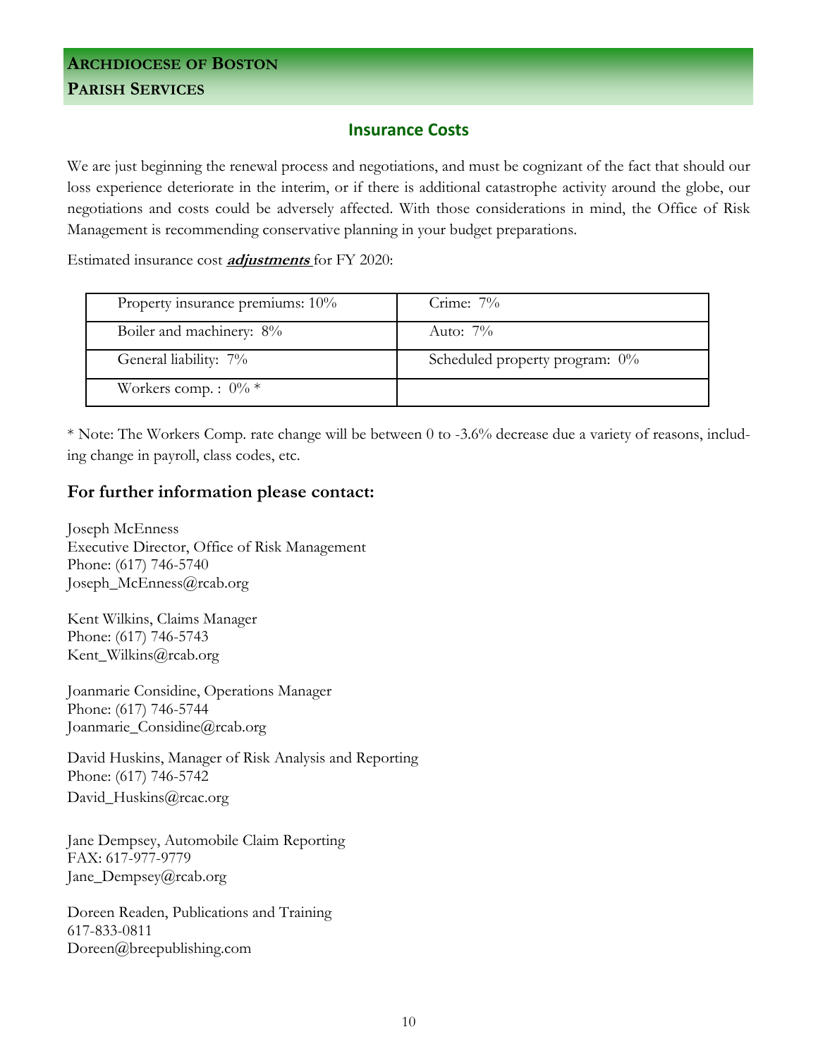**ARCHDIOCESE OF BOSTON**
**PARISH SERVICES**

## Insurance Costs

We are just beginning the renewal process and negotiations, and must be cognizant of the fact that should our loss experience deteriorate in the interim, or if there is additional catastrophe activity around the globe, our negotiations and costs could be adversely affected. With those considerations in mind, the Office of Risk Management is recommending conservative planning in your budget preparations.

Estimated insurance cost ***adjustments*** for FY 2020:

| | |
|---|---|
| Property insurance premiums: 10% | Crime: 7% |
| Boiler and machinery: 8% | Auto: 7% |
| General liability: 7% | Scheduled property program: 0% |
| Workers comp. : 0% * | |

* Note: The Workers Comp. rate change will be between 0 to -3.6% decrease due a variety of reasons, including change in payroll, class codes, etc.

### For further information please contact:

Joseph McEnness
Executive Director, Office of Risk Management
Phone: (617) 746-5740
Joseph_McEnness@rcab.org

Kent Wilkins, Claims Manager
Phone: (617) 746-5743
Kent_Wilkins@rcab.org

Joanmarie Considine, Operations Manager
Phone: (617) 746-5744
Joanmarie_Considine@rcab.org

David Huskins, Manager of Risk Analysis and Reporting
Phone: (617) 746-5742
David_Huskins@rcac.org

Jane Dempsey, Automobile Claim Reporting
FAX: 617-977-9779
Jane_Dempsey@rcab.org

Doreen Readen, Publications and Training
617-833-0811
Doreen@breepublishing.com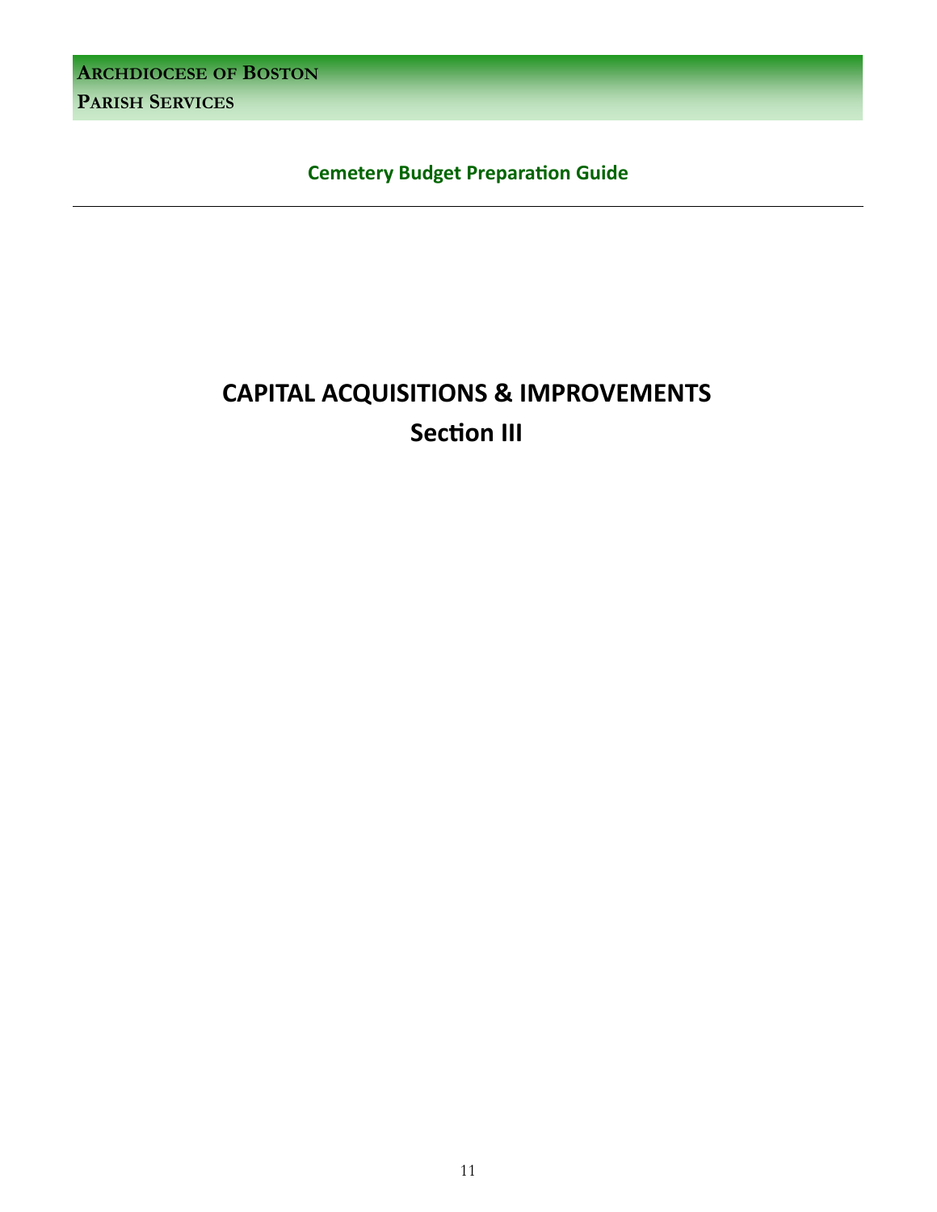# CAPITAL ACQUISITIONS & IMPROVEMENTS

## Section III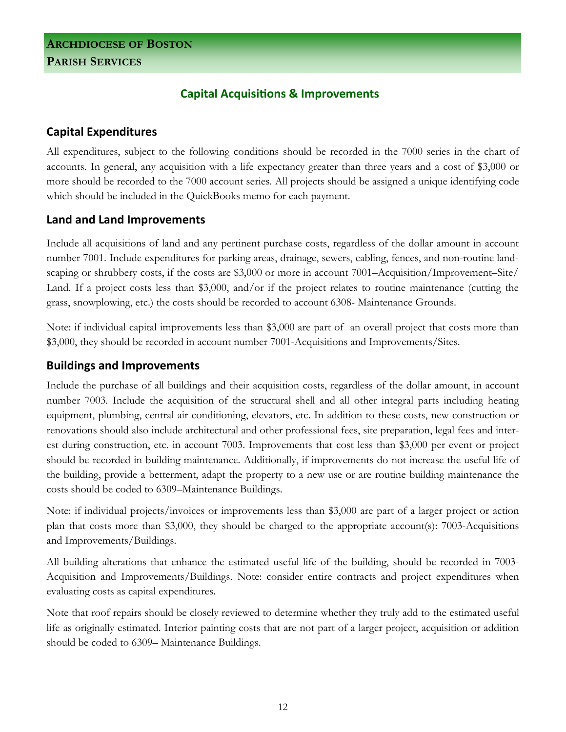**ARCHDIOCESE OF BOSTON**
**PARISH SERVICES**

## Capital Acquisitions & Improvements

### Capital Expenditures

All expenditures, subject to the following conditions should be recorded in the 7000 series in the chart of accounts. In general, any acquisition with a life expectancy greater than three years and a cost of $3,000 or more should be recorded to the 7000 account series. All projects should be assigned a unique identifying code which should be included in the QuickBooks memo for each payment.

### Land and Land Improvements

Include all acquisitions of land and any pertinent purchase costs, regardless of the dollar amount in account number 7001. Include expenditures for parking areas, drainage, sewers, cabling, fences, and non-routine landscaping or shrubbery costs, if the costs are $3,000 or more in account 7001–Acquisition/Improvement–Site/Land. If a project costs less than $3,000, and/or if the project relates to routine maintenance (cutting the grass, snowplowing, etc.) the costs should be recorded to account 6308- Maintenance Grounds.

Note: if individual capital improvements less than $3,000 are part of an overall project that costs more than $3,000, they should be recorded in account number 7001-Acquisitions and Improvements/Sites.

### Buildings and Improvements

Include the purchase of all buildings and their acquisition costs, regardless of the dollar amount, in account number 7003. Include the acquisition of the structural shell and all other integral parts including heating equipment, plumbing, central air conditioning, elevators, etc. In addition to these costs, new construction or renovations should also include architectural and other professional fees, site preparation, legal fees and interest during construction, etc. in account 7003. Improvements that cost less than $3,000 per event or project should be recorded in building maintenance. Additionally, if improvements do not increase the useful life of the building, provide a betterment, adapt the property to a new use or are routine building maintenance the costs should be coded to 6309–Maintenance Buildings.

Note: if individual projects/invoices or improvements less than $3,000 are part of a larger project or action plan that costs more than $3,000, they should be charged to the appropriate account(s): 7003-Acquisitions and Improvements/Buildings.

All building alterations that enhance the estimated useful life of the building, should be recorded in 7003-Acquisition and Improvements/Buildings. Note: consider entire contracts and project expenditures when evaluating costs as capital expenditures.

Note that roof repairs should be closely reviewed to determine whether they truly add to the estimated useful life as originally estimated. Interior painting costs that are not part of a larger project, acquisition or addition should be coded to 6309– Maintenance Buildings.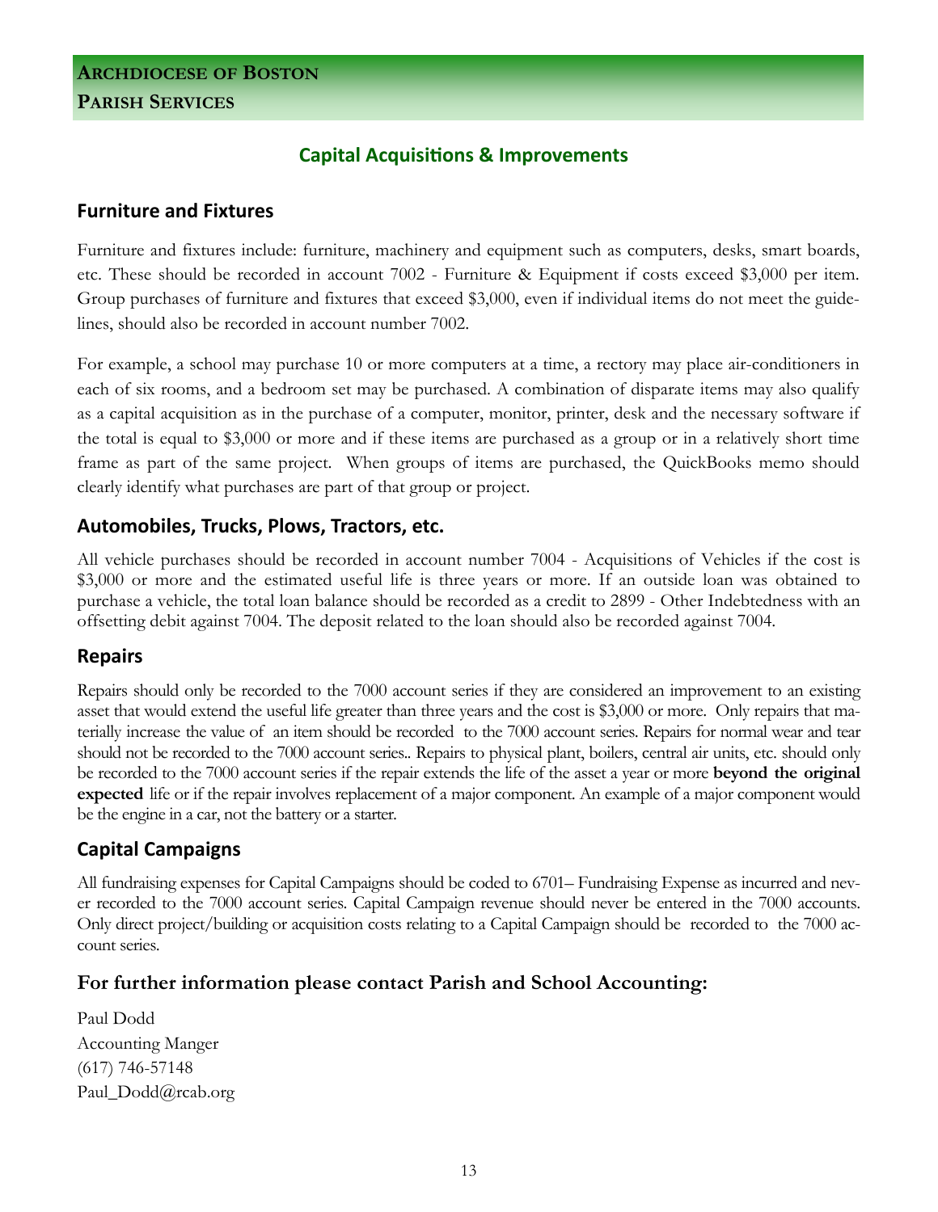**Archdiocese of Boston**
**Parish Services**

## Capital Acquisitions & Improvements

### Furniture and Fixtures

Furniture and fixtures include: furniture, machinery and equipment such as computers, desks, smart boards, etc. These should be recorded in account 7002 - Furniture & Equipment if costs exceed $3,000 per item. Group purchases of furniture and fixtures that exceed $3,000, even if individual items do not meet the guidelines, should also be recorded in account number 7002.

For example, a school may purchase 10 or more computers at a time, a rectory may place air-conditioners in each of six rooms, and a bedroom set may be purchased. A combination of disparate items may also qualify as a capital acquisition as in the purchase of a computer, monitor, printer, desk and the necessary software if the total is equal to $3,000 or more and if these items are purchased as a group or in a relatively short time frame as part of the same project. When groups of items are purchased, the QuickBooks memo should clearly identify what purchases are part of that group or project.

### Automobiles, Trucks, Plows, Tractors, etc.

All vehicle purchases should be recorded in account number 7004 - Acquisitions of Vehicles if the cost is $3,000 or more and the estimated useful life is three years or more. If an outside loan was obtained to purchase a vehicle, the total loan balance should be recorded as a credit to 2899 - Other Indebtedness with an offsetting debit against 7004. The deposit related to the loan should also be recorded against 7004.

### Repairs

Repairs should only be recorded to the 7000 account series if they are considered an improvement to an existing asset that would extend the useful life greater than three years and the cost is $3,000 or more. Only repairs that materially increase the value of an item should be recorded to the 7000 account series. Repairs for normal wear and tear should not be recorded to the 7000 account series.. Repairs to physical plant, boilers, central air units, etc. should only be recorded to the 7000 account series if the repair extends the life of the asset a year or more **beyond the original expected** life or if the repair involves replacement of a major component. An example of a major component would be the engine in a car, not the battery or a starter.

### Capital Campaigns

All fundraising expenses for Capital Campaigns should be coded to 6701– Fundraising Expense as incurred and never recorded to the 7000 account series. Capital Campaign revenue should never be entered in the 7000 accounts. Only direct project/building or acquisition costs relating to a Capital Campaign should be recorded to the 7000 account series.

### For further information please contact Parish and School Accounting:

Paul Dodd
Accounting Manger
(617) 746-57148
Paul_Dodd@rcab.org